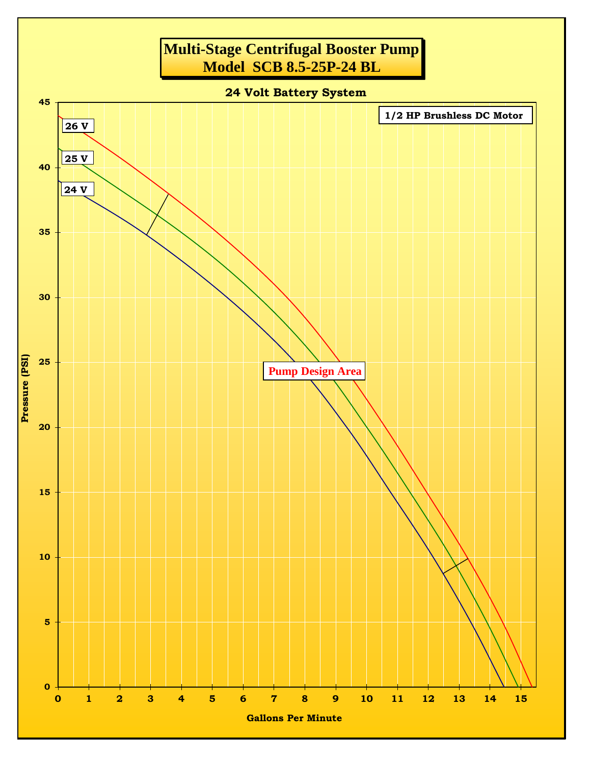# Multi-Stage Centrifugal Booster Pump
# Model SCB 8.5-25P-24 BL

**24 Volt Battery System**

**1/2 HP Brushless DC Motor**

26 V

25 V

24 V

Pump Design Area

Pressure (PSI)

Gallons Per Minute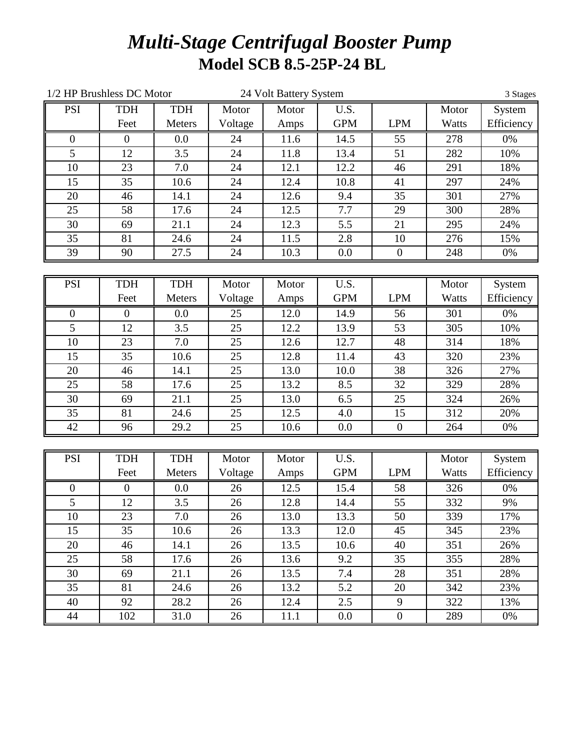# *Multi-Stage Centrifugal Booster Pump*

## Model SCB 8.5-25P-24 BL

1/2 HP Brushless DC Motor 24 Volt Battery System 3 Stages

| PSI | TDH Feet | TDH Meters | Motor Voltage | Motor Amps | U.S. GPM | LPM | Motor Watts | System Efficiency |
|---|---|---|---|---|---|---|---|---|
| 0 | 0 | 0.0 | 24 | 11.6 | 14.5 | 55 | 278 | 0% |
| 5 | 12 | 3.5 | 24 | 11.8 | 13.4 | 51 | 282 | 10% |
| 10 | 23 | 7.0 | 24 | 12.1 | 12.2 | 46 | 291 | 18% |
| 15 | 35 | 10.6 | 24 | 12.4 | 10.8 | 41 | 297 | 24% |
| 20 | 46 | 14.1 | 24 | 12.6 | 9.4 | 35 | 301 | 27% |
| 25 | 58 | 17.6 | 24 | 12.5 | 7.7 | 29 | 300 | 28% |
| 30 | 69 | 21.1 | 24 | 12.3 | 5.5 | 21 | 295 | 24% |
| 35 | 81 | 24.6 | 24 | 11.5 | 2.8 | 10 | 276 | 15% |
| 39 | 90 | 27.5 | 24 | 10.3 | 0.0 | 0 | 248 | 0% |

| PSI | TDH Feet | TDH Meters | Motor Voltage | Motor Amps | U.S. GPM | LPM | Motor Watts | System Efficiency |
|---|---|---|---|---|---|---|---|---|
| 0 | 0 | 0.0 | 25 | 12.0 | 14.9 | 56 | 301 | 0% |
| 5 | 12 | 3.5 | 25 | 12.2 | 13.9 | 53 | 305 | 10% |
| 10 | 23 | 7.0 | 25 | 12.6 | 12.7 | 48 | 314 | 18% |
| 15 | 35 | 10.6 | 25 | 12.8 | 11.4 | 43 | 320 | 23% |
| 20 | 46 | 14.1 | 25 | 13.0 | 10.0 | 38 | 326 | 27% |
| 25 | 58 | 17.6 | 25 | 13.2 | 8.5 | 32 | 329 | 28% |
| 30 | 69 | 21.1 | 25 | 13.0 | 6.5 | 25 | 324 | 26% |
| 35 | 81 | 24.6 | 25 | 12.5 | 4.0 | 15 | 312 | 20% |
| 42 | 96 | 29.2 | 25 | 10.6 | 0.0 | 0 | 264 | 0% |

| PSI | TDH Feet | TDH Meters | Motor Voltage | Motor Amps | U.S. GPM | LPM | Motor Watts | System Efficiency |
|---|---|---|---|---|---|---|---|---|
| 0 | 0 | 0.0 | 26 | 12.5 | 15.4 | 58 | 326 | 0% |
| 5 | 12 | 3.5 | 26 | 12.8 | 14.4 | 55 | 332 | 9% |
| 10 | 23 | 7.0 | 26 | 13.0 | 13.3 | 50 | 339 | 17% |
| 15 | 35 | 10.6 | 26 | 13.3 | 12.0 | 45 | 345 | 23% |
| 20 | 46 | 14.1 | 26 | 13.5 | 10.6 | 40 | 351 | 26% |
| 25 | 58 | 17.6 | 26 | 13.6 | 9.2 | 35 | 355 | 28% |
| 30 | 69 | 21.1 | 26 | 13.5 | 7.4 | 28 | 351 | 28% |
| 35 | 81 | 24.6 | 26 | 13.2 | 5.2 | 20 | 342 | 23% |
| 40 | 92 | 28.2 | 26 | 12.4 | 2.5 | 9 | 322 | 13% |
| 44 | 102 | 31.0 | 26 | 11.1 | 0.0 | 0 | 289 | 0% |